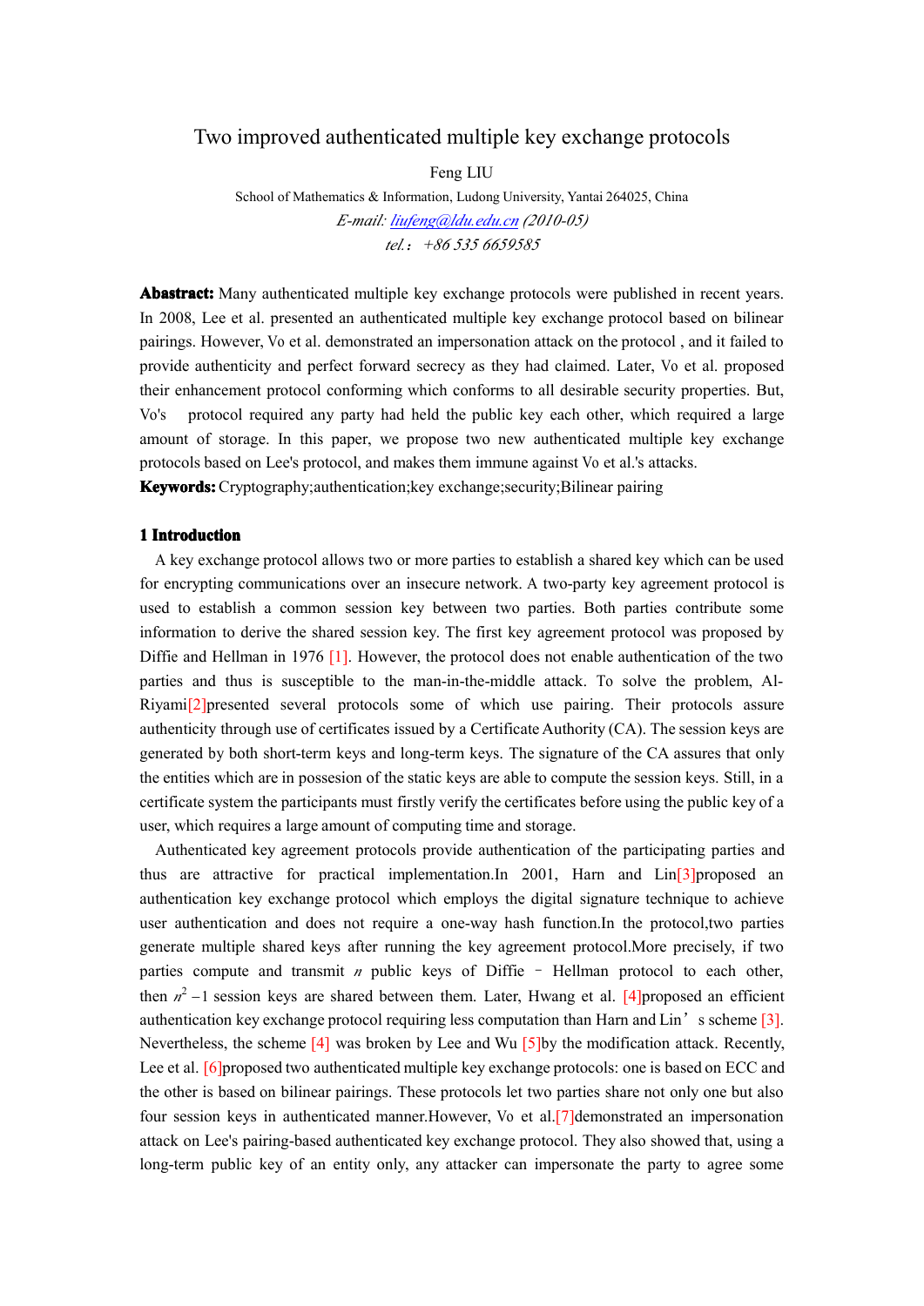# Two improved authenticated multiple key exchange protocols

Feng LIU

School of Mathematics & Information, Ludong University, Yantai 264025, China

*E-mail: liufeng@ldu.edu.cn (2010-05)*

*tel.: +86 535 6659585*

**Abastract:** Many authenticated multiple key exchange protocols were published in recent years. In 2008, Lee et al. presented an authenticated multiple key exchange protocol based on bilinear pairings. However, Vo et al. demonstrated an impersonation attack on the protocol , and it failed to provide authenticity and perfect forward secrecy as they had claimed. Later, Vo et al. proposed their enhancement protocol conforming which conforms to all desirable security properties. But, Vo's protocol required any party had held the public key each other, which required a large amount of storage. In this paper, we propose two new authenticated multiple key exchange protocols based on Lee's protocol, and makes them immune against Vo et al.'s attacks.

**Keywords:** Cryptography;authentication;key exchange;security;Bilinear pairing

## 1 Introduction

A key exchange protocol allows two or more parties to establish a shared key which can be used for encrypting communications over an insecure network. A two-party key agreement protocol is used to establish a common session key between two parties. Both parties contribute some information to derive the shared session key. The first key agreement protocol was proposed by Diffie and Hellman in 1976 [1]. However, the protocol does not enable authentication of the two parties and thus is susceptible to the man-in-the-middle attack. To solve the problem, Al-Riyami[2]presented several protocols some of which use pairing. Their protocols assure authenticity through use of certificates issued by a Certificate Authority (CA). The session keys are generated by both short-term keys and long-term keys. The signature of the CA assures that only the entities which are in possesion of the static keys are able to compute the session keys. Still, in a certificate system the participants must firstly verify the certificates before using the public key of a user, which requires a large amount of computing time and storage.

Authenticated key agreement protocols provide authentication of the participating parties and thus are attractive for practical implementation.In 2001, Harn and Lin[3]proposed an authentication key exchange protocol which employs the digital signature technique to achieve user authentication and does not require a one-way hash function.In the protocol,two parties generate multiple shared keys after running the key agreement protocol.More precisely, if two parties compute and transmit $n$ public keys of Diffie – Hellman protocol to each other, then $n^2-1$ session keys are shared between them. Later, Hwang et al. [4]proposed an efficient authentication key exchange protocol requiring less computation than Harn and Lin’s scheme [3]. Nevertheless, the scheme [4] was broken by Lee and Wu [5]by the modification attack. Recently, Lee et al. [6]proposed two authenticated multiple key exchange protocols: one is based on ECC and the other is based on bilinear pairings. These protocols let two parties share not only one but also four session keys in authenticated manner.However, Vo et al.[7]demonstrated an impersonation attack on Lee's pairing-based authenticated key exchange protocol. They also showed that, using a long-term public key of an entity only, any attacker can impersonate the party to agree some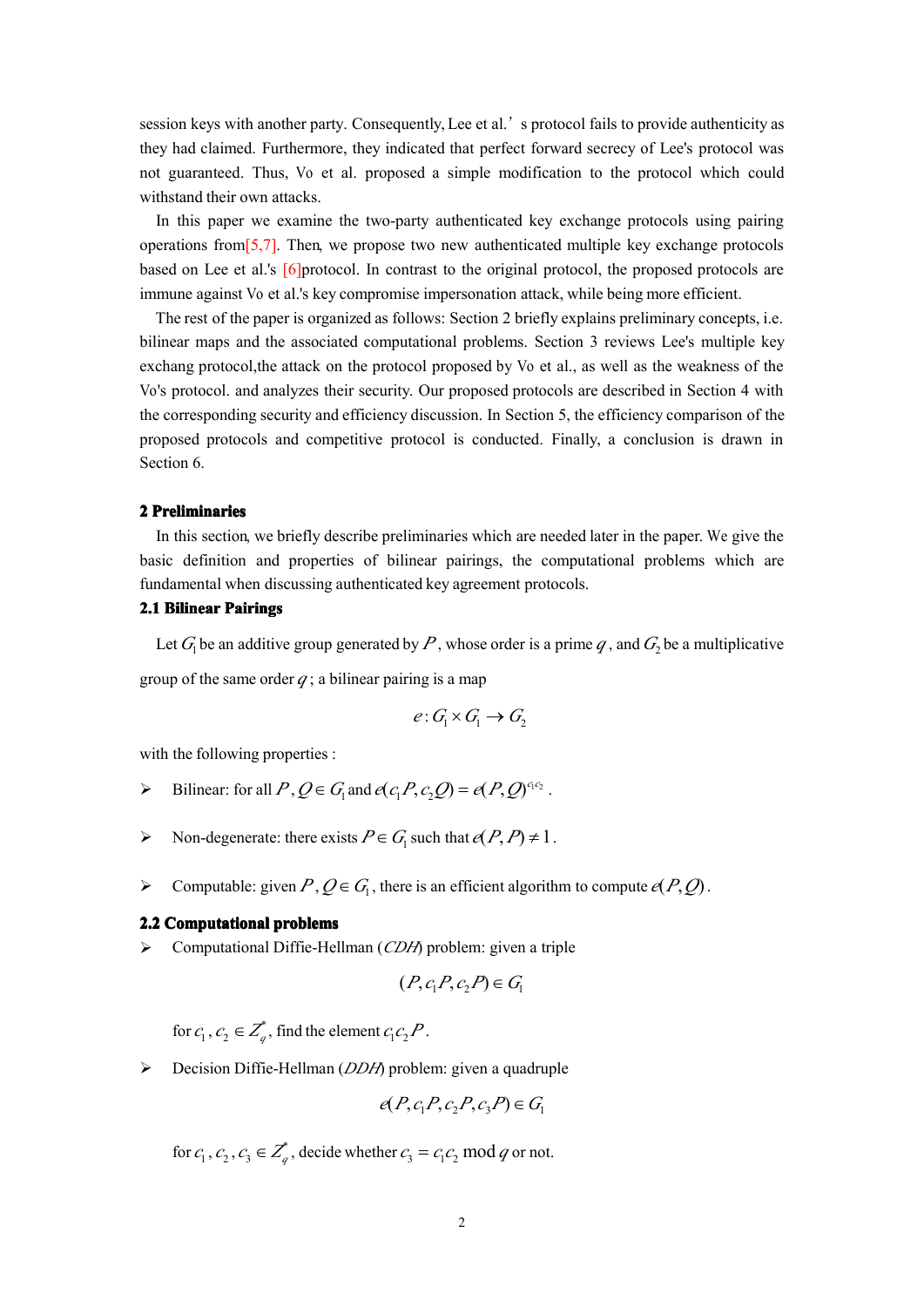session keys with another party. Consequently, Lee et al.' s protocol fails to provide authenticity as they had claimed. Furthermore, they indicated that perfect forward secrecy of Lee's protocol was not guaranteed. Thus, Vo et al. proposed a simple modification to the protocol which could withstand their own attacks.

In this paper we examine the two-party authenticated key exchange protocols using pairing operations from[5,7]. Then, we propose two new authenticated multiple key exchange protocols based on Lee et al.'s [6]protocol. In contrast to the original protocol, the proposed protocols are immune against Vo et al.'s key compromise impersonation attack, while being more efficient.

The rest of the paper is organized as follows: Section 2 briefly explains preliminary concepts, i.e. bilinear maps and the associated computational problems. Section 3 reviews Lee's multiple key exchang protocol,the attack on the protocol proposed by Vo et al., as well as the weakness of the Vo's protocol. and analyzes their security. Our proposed protocols are described in Section 4 with the corresponding security and efficiency discussion. In Section 5, the efficiency comparison of the proposed protocols and competitive protocol is conducted. Finally, a conclusion is drawn in Section 6.

## 2 Preliminaries

In this section, we briefly describe preliminaries which are needed later in the paper. We give the basic definition and properties of bilinear pairings, the computational problems which are fundamental when discussing authenticated key agreement protocols.

### 2.1 Bilinear Pairings

Let $G_1$ be an additive group generated by $P$, whose order is a prime $q$, and $G_2$ be a multiplicative group of the same order $q$; a bilinear pairing is a map

$$e: G_1 \times G_1 \to G_2$$

with the following properties :

- Bilinear: for all $P, Q \in G_1$ and $e(c_1 P, c_2 Q) = e(P, Q)^{c_1 c_2}$.
- Non-degenerate: there exists $P \in G_1$ such that $e(P, P) \neq 1$.
- Computable: given $P, Q \in G_1$, there is an efficient algorithm to compute $e(P, Q)$.

### 2.2 Computational problems

- Computational Diffie-Hellman (*CDH*) problem: given a triple

  $$(P, c_1 P, c_2 P) \in G_1$$

  for $c_1, c_2 \in Z_q^*$, find the element $c_1 c_2 P$.

- Decision Diffie-Hellman (*DDH*) problem: given a quadruple

  $$e(P, c_1 P, c_2 P, c_3 P) \in G_1$$

  for $c_1, c_2, c_3 \in Z_q^*$, decide whether $c_3 = c_1 c_2 \bmod q$ or not.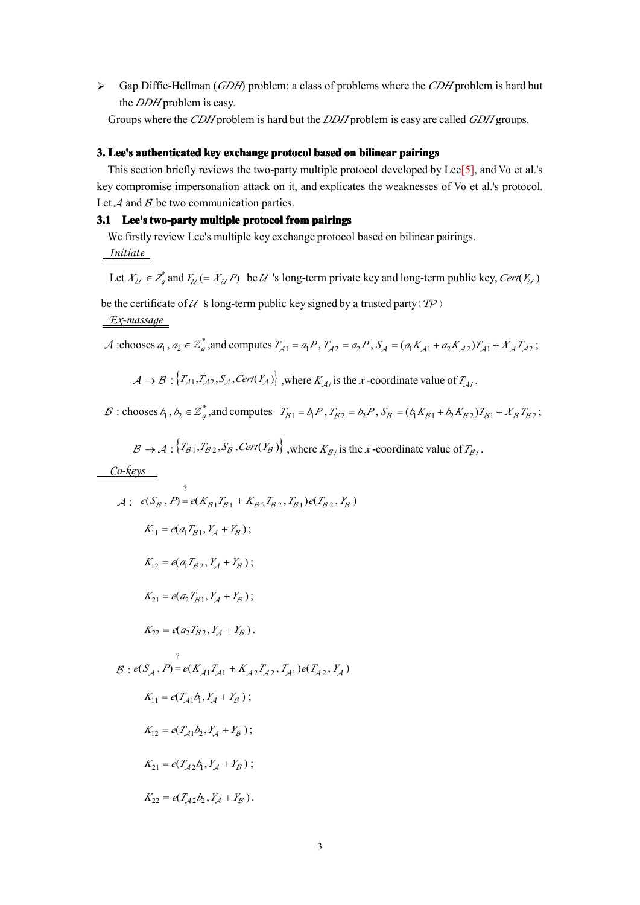- Gap Diffie-Hellman (*GDH*) problem: a class of problems where the *CDH* problem is hard but the *DDH* problem is easy.

Groups where the *CDH* problem is hard but the *DDH* problem is easy are called *GDH* groups.

## 3. Lee's authenticated key exchange protocol based on bilinear pairings

This section briefly reviews the two-party multiple protocol developed by Lee[5], and Vo et al.'s key compromise impersonation attack on it, and explicates the weaknesses of Vo et al.'s protocol. Let $\mathcal{A}$ and $\mathcal{B}$ be two communication parties.

### 3.1 Lee's two-party multiple protocol from pairings

We firstly review Lee's multiple key exchange protocol based on bilinear pairings.

*Initiate*

Let $X_{\mathcal{U}} \in Z_q^*$ and $Y_{\mathcal{U}} (= X_{\mathcal{U}} P)$ be $\mathcal{U}$ 's long-term private key and long-term public key, $Cert(Y_{\mathcal{U}})$ be the certificate of $\mathcal{U}$ 's long-term public key signed by a trusted party（$\mathcal{TP}$）

*Ex-massage*

$\mathcal{A}$ :chooses $a_1, a_2 \in \mathbb{Z}_q^*$,and computes $T_{\mathcal{A}1} = a_1 P$, $T_{\mathcal{A}2} = a_2 P$, $S_{\mathcal{A}} = (a_1 K_{\mathcal{A}1} + a_2 K_{\mathcal{A}2}) T_{\mathcal{A}1} + X_{\mathcal{A}} T_{\mathcal{A}2}$;

$\mathcal{A} \rightarrow \mathcal{B} : \{T_{\mathcal{A}1}, T_{\mathcal{A}2}, S_{\mathcal{A}}, Cert(Y_{\mathcal{A}})\}$ ,where $K_{\mathcal{A}i}$ is the $x$-coordinate value of $T_{\mathcal{A}i}$.

$\mathcal{B}$ : chooses $b_1, b_2 \in \mathbb{Z}_q^*$,and computes $T_{\mathcal{B}1} = b_1 P$, $T_{\mathcal{B}2} = b_2 P$, $S_{\mathcal{B}} = (b_1 K_{\mathcal{B}1} + b_2 K_{\mathcal{B}2}) T_{\mathcal{B}1} + X_{\mathcal{B}} T_{\mathcal{B}2}$;

$\mathcal{B} \rightarrow \mathcal{A} : \{T_{\mathcal{B}1}, T_{\mathcal{B}2}, S_{\mathcal{B}}, Cert(Y_{\mathcal{B}})\}$ ,where $K_{\mathcal{B}i}$ is the $x$-coordinate value of $T_{\mathcal{B}i}$.

*Co-keys*

$\mathcal{A}$ : $e(S_{\mathcal{B}}, P) \stackrel{?}{=} e(K_{\mathcal{B}1} T_{\mathcal{B}1} + K_{\mathcal{B}2} T_{\mathcal{B}2}, T_{\mathcal{B}1}) e(T_{\mathcal{B}2}, Y_{\mathcal{B}})$

$K_{11} = e(a_1 T_{\mathcal{B}1}, Y_{\mathcal{A}} + Y_{\mathcal{B}})$;

$K_{12} = e(a_1 T_{\mathcal{B}2}, Y_{\mathcal{A}} + Y_{\mathcal{B}})$;

$K_{21} = e(a_2 T_{\mathcal{B}1}, Y_{\mathcal{A}} + Y_{\mathcal{B}})$;

$K_{22} = e(a_2 T_{\mathcal{B}2}, Y_{\mathcal{A}} + Y_{\mathcal{B}})$.

$\mathcal{B}$ : $e(S_{\mathcal{A}}, P) \stackrel{?}{=} e(K_{\mathcal{A}1} T_{\mathcal{A}1} + K_{\mathcal{A}2} T_{\mathcal{A}2}, T_{\mathcal{A}1}) e(T_{\mathcal{A}2}, Y_{\mathcal{A}})$

$K_{11} = e(T_{\mathcal{A}1} b_1, Y_{\mathcal{A}} + Y_{\mathcal{B}})$;

$K_{12} = e(T_{\mathcal{A}1} b_2, Y_{\mathcal{A}} + Y_{\mathcal{B}})$;

$K_{21} = e(T_{\mathcal{A}2} b_1, Y_{\mathcal{A}} + Y_{\mathcal{B}})$;

$K_{22} = e(T_{\mathcal{A}2} b_2, Y_{\mathcal{A}} + Y_{\mathcal{B}})$.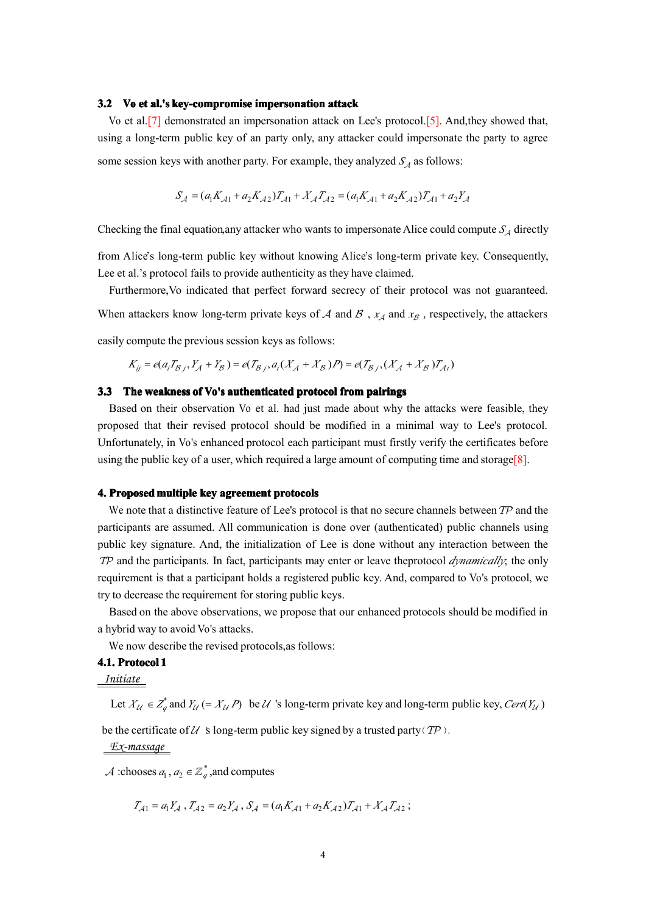### 3.2 Vo et al.'s key-compromise impersonation attack

Vo et al.[7] demonstrated an impersonation attack on Lee's protocol.[5]. And,they showed that, using a long-term public key of an party only, any attacker could impersonate the party to agree some session keys with another party. For example, they analyzed $S_{\mathcal{A}}$ as follows:

$$S_{\mathcal{A}} = (a_1 K_{\mathcal{A}1} + a_2 K_{\mathcal{A}2}) T_{\mathcal{A}1} + X_{\mathcal{A}} T_{\mathcal{A}2} = (a_1 K_{\mathcal{A}1} + a_2 K_{\mathcal{A}2}) T_{\mathcal{A}1} + a_2 Y_{\mathcal{A}}$$

Checking the final equation,any attacker who wants to impersonate Alice could compute $S_{\mathcal{A}}$ directly from Alice's long-term public key without knowing Alice's long-term private key. Consequently, Lee et al.'s protocol fails to provide authenticity as they have claimed.

Furthermore,Vo indicated that perfect forward secrecy of their protocol was not guaranteed. When attackers know long-term private keys of $\mathcal{A}$ and $\mathcal{B}$ , $x_{\mathcal{A}}$ and $x_{\mathcal{B}}$ , respectively, the attackers easily compute the previous session keys as follows:

$$K_{ij} = e(a_i T_{\mathcal{B}j}, Y_{\mathcal{A}} + Y_{\mathcal{B}}) = e(T_{\mathcal{B}j}, a_i (X_{\mathcal{A}} + X_{\mathcal{B}}) P) = e(T_{\mathcal{B}j}, (X_{\mathcal{A}} + X_{\mathcal{B}}) T_{\mathcal{A}i})$$

### 3.3 The weakness of Vo's authenticated protocol from pairings

Based on their observation Vo et al. had just made about why the attacks were feasible, they proposed that their revised protocol should be modified in a minimal way to Lee's protocol. Unfortunately, in Vo's enhanced protocol each participant must firstly verify the certificates before using the public key of a user, which required a large amount of computing time and storage[8].

## 4. Proposed multiple key agreement protocols

We note that a distinctive feature of Lee's protocol is that no secure channels between $\mathcal{TP}$ and the participants are assumed. All communication is done over (authenticated) public channels using public key signature. And, the initialization of Lee is done without any interaction between the $\mathcal{TP}$ and the participants. In fact, participants may enter or leave theprotocol *dynamically*; the only requirement is that a participant holds a registered public key. And, compared to Vo's protocol, we try to decrease the requirement for storing public keys.

Based on the above observations, we propose that our enhanced protocols should be modified in a hybrid way to avoid Vo's attacks.

We now describe the revised protocols,as follows:

### 4.1. Protocol 1

*Initiate*

Let $X_{\mathcal{U}} \in Z_q^*$ and $Y_{\mathcal{U}} (= X_{\mathcal{U}} P)$ be $\mathcal{U}$ 's long-term private key and long-term public key, $Cert(Y_{\mathcal{U}})$ be the certificate of $\mathcal{U}$ s long-term public key signed by a trusted party（$\mathcal{TP}$）.

*Ex-massage*

$\mathcal{A}$ :chooses $a_1, a_2 \in \mathbb{Z}_q^*$,and computes

$$T_{\mathcal{A}1} = a_1 Y_{\mathcal{A}} \text{ , } T_{\mathcal{A}2} = a_2 Y_{\mathcal{A}} \text{ , } S_{\mathcal{A}} = (a_1 K_{\mathcal{A}1} + a_2 K_{\mathcal{A}2}) T_{\mathcal{A}1} + X_{\mathcal{A}} T_{\mathcal{A}2} ;$$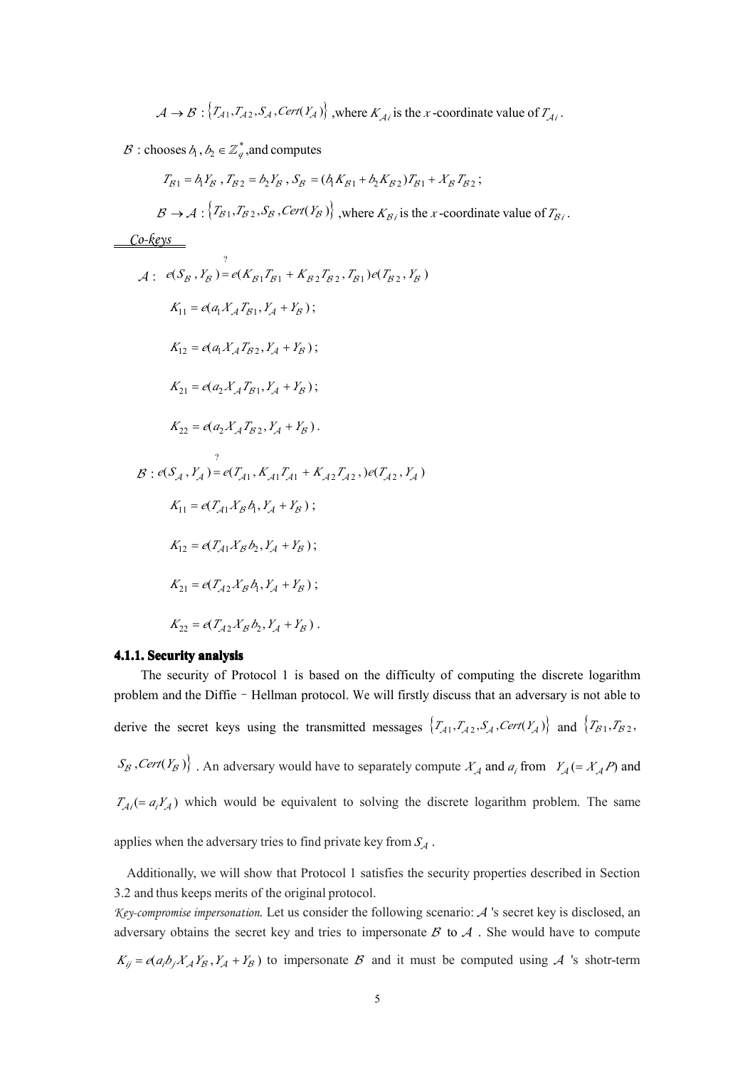$\mathcal{A} \rightarrow \mathcal{B} : \{T_{\mathcal{A}1}, T_{\mathcal{A}2}, S_{\mathcal{A}}, Cert(Y_{\mathcal{A}})\}$ ,where $K_{\mathcal{A}i}$ is the $x$-coordinate value of $T_{\mathcal{A}i}$.

$\mathcal{B}$ : chooses $b_1, b_2 \in \mathbb{Z}_q^*$ ,and computes

$$T_{\mathcal{B}1} = b_1 Y_{\mathcal{B}} \text{ , } T_{\mathcal{B}2} = b_2 Y_{\mathcal{B}} \text{ , } S_{\mathcal{B}} = (b_1 K_{\mathcal{B}1} + b_2 K_{\mathcal{B}2}) T_{\mathcal{B}1} + X_{\mathcal{B}} T_{\mathcal{B}2} \text{ ;}$$

$\mathcal{B} \rightarrow \mathcal{A} : \{T_{\mathcal{B}1}, T_{\mathcal{B}2}, S_{\mathcal{B}}, Cert(Y_{\mathcal{B}})\}$ ,where $K_{\mathcal{B}i}$ is the $x$-coordinate value of $T_{\mathcal{B}i}$.

*Co-keys*

$\mathcal{A}$ : $e(S_{\mathcal{B}}, Y_{\mathcal{B}}) \stackrel{?}{=} e(K_{\mathcal{B}1} T_{\mathcal{B}1} + K_{\mathcal{B}2} T_{\mathcal{B}2}, T_{\mathcal{B}1}) e(T_{\mathcal{B}2}, Y_{\mathcal{B}})$

$$K_{11} = e(a_1 X_{\mathcal{A}} T_{\mathcal{B}1}, Y_{\mathcal{A}} + Y_{\mathcal{B}}) \text{ ;}$$

$$K_{12} = e(a_1 X_{\mathcal{A}} T_{\mathcal{B}2}, Y_{\mathcal{A}} + Y_{\mathcal{B}}) \text{ ;}$$

$$K_{21} = e(a_2 X_{\mathcal{A}} T_{\mathcal{B}1}, Y_{\mathcal{A}} + Y_{\mathcal{B}}) \text{ ;}$$

$$K_{22} = e(a_2 X_{\mathcal{A}} T_{\mathcal{B}2}, Y_{\mathcal{A}} + Y_{\mathcal{B}}) \text{ .}$$

$\mathcal{B}$ : $e(S_{\mathcal{A}}, Y_{\mathcal{A}}) \stackrel{?}{=} e(T_{\mathcal{A}1}, K_{\mathcal{A}1} T_{\mathcal{A}1} + K_{\mathcal{A}2} T_{\mathcal{A}2}, ) e(T_{\mathcal{A}2}, Y_{\mathcal{A}})$

$$K_{11} = e(T_{\mathcal{A}1} X_{\mathcal{B}} b_1, Y_{\mathcal{A}} + Y_{\mathcal{B}}) \text{ ;}$$

$$K_{12} = e(T_{\mathcal{A}1} X_{\mathcal{B}} b_2, Y_{\mathcal{A}} + Y_{\mathcal{B}}) \text{ ;}$$

$$K_{21} = e(T_{\mathcal{A}2} X_{\mathcal{B}} b_1, Y_{\mathcal{A}} + Y_{\mathcal{B}}) \text{ ;}$$

$$K_{22} = e(T_{\mathcal{A}2} X_{\mathcal{B}} b_2, Y_{\mathcal{A}} + Y_{\mathcal{B}}) \text{ .}$$

#### 4.1.1. Security analysis

The security of Protocol 1 is based on the difficulty of computing the discrete logarithm problem and the Diffie–Hellman protocol. We will firstly discuss that an adversary is not able to derive the secret keys using the transmitted messages $\{T_{\mathcal{A}1}, T_{\mathcal{A}2}, S_{\mathcal{A}}, Cert(Y_{\mathcal{A}})\}$ and $\{T_{\mathcal{B}1}, T_{\mathcal{B}2}, S_{\mathcal{B}}, Cert(Y_{\mathcal{B}})\}$ . An adversary would have to separately compute $X_{\mathcal{A}}$ and $a_i$ from $Y_{\mathcal{A}} (= X_{\mathcal{A}} P)$ and $T_{\mathcal{A}i} (= a_i Y_{\mathcal{A}})$ which would be equivalent to solving the discrete logarithm problem. The same applies when the adversary tries to find private key from $S_{\mathcal{A}}$.

Additionally, we will show that Protocol 1 satisfies the security properties described in Section 3.2 and thus keeps merits of the original protocol.

*Key-compromise impersonation.* Let us consider the following scenario: $\mathcal{A}$ 's secret key is disclosed, an adversary obtains the secret key and tries to impersonate $\mathcal{B}$ to $\mathcal{A}$ . She would have to compute $K_{ij} = e(a_i b_j X_{\mathcal{A}} Y_{\mathcal{B}}, Y_{\mathcal{A}} + Y_{\mathcal{B}})$ to impersonate $\mathcal{B}$ and it must be computed using $\mathcal{A}$ 's shotr-term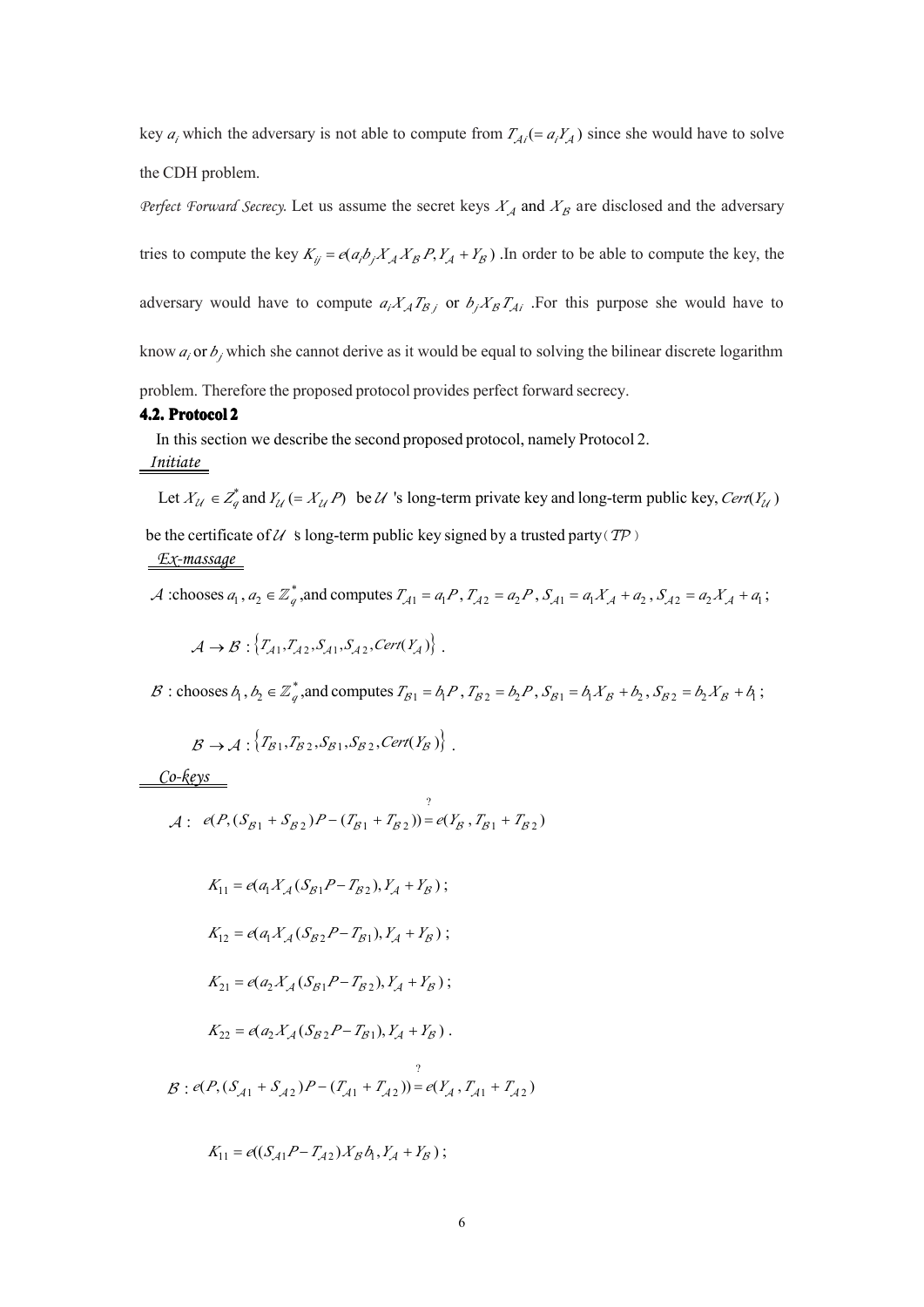key $a_i$ which the adversary is not able to compute from $T_{\mathcal{A}i}(=a_i Y_{\mathcal{A}})$ since she would have to solve the CDH problem.

*Perfect Forward Secrecy.* Let us assume the secret keys $X_{\mathcal{A}}$ and $X_{\mathcal{B}}$ are disclosed and the adversary tries to compute the key $K_{ij}=e(a_i b_j X_{\mathcal{A}} X_{\mathcal{B}} P, Y_{\mathcal{A}}+Y_{\mathcal{B}})$ .In order to be able to compute the key, the adversary would have to compute $a_i X_{\mathcal{A}} T_{\mathcal{B}j}$ or $b_j X_{\mathcal{B}} T_{\mathcal{A}i}$ .For this purpose she would have to know $a_i$ or $b_j$ which she cannot derive as it would be equal to solving the bilinear discrete logarithm problem. Therefore the proposed protocol provides perfect forward secrecy.

### 4.2. Protocol 2

In this section we describe the second proposed protocol, namely Protocol 2.

*Initiate*

Let $X_{\mathcal{U}} \in Z_q^*$ and $Y_{\mathcal{U}}(=X_{\mathcal{U}} P)$ be $\mathcal{U}$ 's long-term private key and long-term public key, $Cert(Y_{\mathcal{U}})$ be the certificate of $\mathcal{U}$ 's long-term public key signed by a trusted party（$\mathcal{TP}$）

*Ex-massage*

$\mathcal{A}$ :chooses $a_1, a_2 \in \mathbb{Z}_q^*$,and computes $T_{\mathcal{A}1}=a_1 P$, $T_{\mathcal{A}2}=a_2 P$, $S_{\mathcal{A}1}=a_1 X_{\mathcal{A}}+a_2$, $S_{\mathcal{A}2}=a_2 X_{\mathcal{A}}+a_1$;

$$\mathcal{A} \rightarrow \mathcal{B}: \left\{T_{\mathcal{A}1}, T_{\mathcal{A}2}, S_{\mathcal{A}1}, S_{\mathcal{A}2}, Cert(Y_{\mathcal{A}})\right\}.$$

$\mathcal{B}$ : chooses $b_1, b_2 \in \mathbb{Z}_q^*$,and computes $T_{\mathcal{B}1}=b_1 P$, $T_{\mathcal{B}2}=b_2 P$, $S_{\mathcal{B}1}=b_1 X_{\mathcal{B}}+b_2$, $S_{\mathcal{B}2}=b_2 X_{\mathcal{B}}+b_1$;

$$\mathcal{B} \rightarrow \mathcal{A}: \left\{T_{\mathcal{B}1}, T_{\mathcal{B}2}, S_{\mathcal{B}1}, S_{\mathcal{B}2}, Cert(Y_{\mathcal{B}})\right\}.$$

*Co-keys*

$$\mathcal{A}: \; e(P,(S_{\mathcal{B}1}+S_{\mathcal{B}2})P-(T_{\mathcal{B}1}+T_{\mathcal{B}2})) \overset{?}{=} e(Y_{\mathcal{B}}, T_{\mathcal{B}1}+T_{\mathcal{B}2})$$

$$K_{11}=e(a_1 X_{\mathcal{A}}(S_{\mathcal{B}1}P-T_{\mathcal{B}2}), Y_{\mathcal{A}}+Y_{\mathcal{B}});$$

$$K_{12}=e(a_1 X_{\mathcal{A}}(S_{\mathcal{B}2}P-T_{\mathcal{B}1}), Y_{\mathcal{A}}+Y_{\mathcal{B}});$$

$$K_{21}=e(a_2 X_{\mathcal{A}}(S_{\mathcal{B}1}P-T_{\mathcal{B}2}), Y_{\mathcal{A}}+Y_{\mathcal{B}});$$

$$K_{22}=e(a_2 X_{\mathcal{A}}(S_{\mathcal{B}2}P-T_{\mathcal{B}1}), Y_{\mathcal{A}}+Y_{\mathcal{B}}).$$

$$\mathcal{B}: \; e(P,(S_{\mathcal{A}1}+S_{\mathcal{A}2})P-(T_{\mathcal{A}1}+T_{\mathcal{A}2})) \overset{?}{=} e(Y_{\mathcal{A}}, T_{\mathcal{A}1}+T_{\mathcal{A}2})$$

$$K_{11}=e((S_{\mathcal{A}1}P-T_{\mathcal{A}2})X_{\mathcal{B}} b_1, Y_{\mathcal{A}}+Y_{\mathcal{B}});$$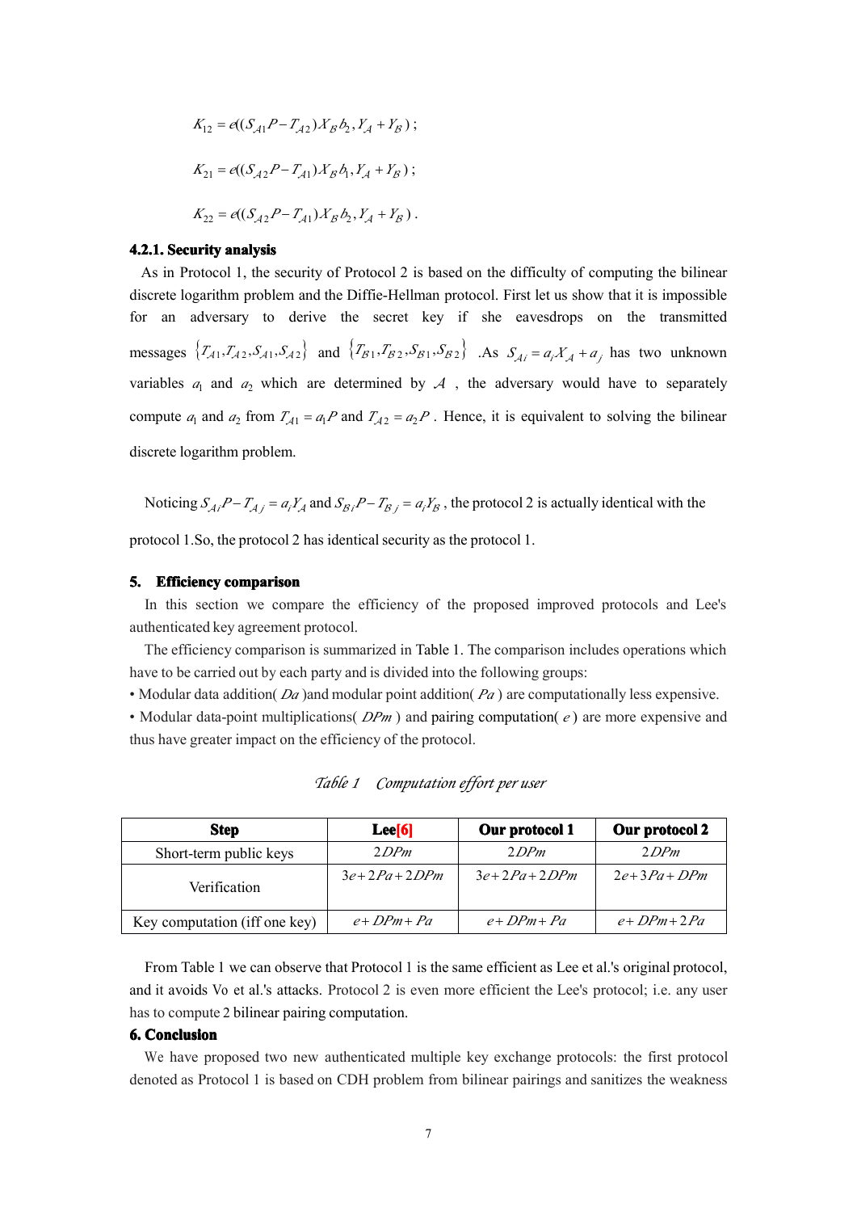$$K_{12} = e((S_{A1}P - T_{A2})X_{\mathcal{B}}b_2, Y_{\mathcal{A}} + Y_{\mathcal{B}});$$

$$K_{21} = e((S_{A2}P - T_{A1})X_{\mathcal{B}}b_1, Y_{\mathcal{A}} + Y_{\mathcal{B}});$$

$$K_{22} = e((S_{A2}P - T_{A1})X_{\mathcal{B}}b_2, Y_{\mathcal{A}} + Y_{\mathcal{B}}).$$

#### 4.2.1. Security analysis

As in Protocol 1, the security of Protocol 2 is based on the difficulty of computing the bilinear discrete logarithm problem and the Diffie-Hellman protocol. First let us show that it is impossible for an adversary to derive the secret key if she eavesdrops on the transmitted messages $\{T_{A1}, T_{A2}, S_{A1}, S_{A2}\}$ and $\{T_{B1}, T_{B2}, S_{B1}, S_{B2}\}$ .As $S_{Ai} = a_i X_{\mathcal{A}} + a_j$ has two unknown variables $a_1$ and $a_2$ which are determined by $\mathcal{A}$ , the adversary would have to separately compute $a_1$ and $a_2$ from $T_{A1} = a_1 P$ and $T_{A2} = a_2 P$ . Hence, it is equivalent to solving the bilinear discrete logarithm problem.

Noticing $S_{Ai}P - T_{Aj} = a_i Y_{\mathcal{A}}$ and $S_{Bi}P - T_{Bj} = a_i Y_{\mathcal{B}}$ , the protocol 2 is actually identical with the protocol 1.So, the protocol 2 has identical security as the protocol 1.

## 5. Efficiency comparison

In this section we compare the efficiency of the proposed improved protocols and Lee's authenticated key agreement protocol.

The efficiency comparison is summarized in Table 1. The comparison includes operations which have to be carried out by each party and is divided into the following groups:

• Modular data addition( $Da$ )and modular point addition( $Pa$ ) are computationally less expensive.

• Modular data-point multiplications( $DPm$ ) and pairing computation( $e$ ) are more expensive and thus have greater impact on the efficiency of the protocol.

*Table 1 Computation effort per user*

| Step | Lee[6] | Our protocol 1 | Our protocol 2 |
|---|---|---|---|
| Short-term public keys | $2DPm$ | $2DPm$ | $2DPm$ |
| Verification | $3e + 2Pa + 2DPm$ | $3e + 2Pa + 2DPm$ | $2e + 3Pa + DPm$ |
| Key computation (iff one key) | $e + DPm + Pa$ | $e + DPm + Pa$ | $e + DPm + 2Pa$ |

From Table 1 we can observe that Protocol 1 is the same efficient as Lee et al.'s original protocol, and it avoids Vo et al.'s attacks. Protocol 2 is even more efficient the Lee's protocol; i.e. any user has to compute 2 bilinear pairing computation.

## 6. Conclusion

We have proposed two new authenticated multiple key exchange protocols: the first protocol denoted as Protocol 1 is based on CDH problem from bilinear pairings and sanitizes the weakness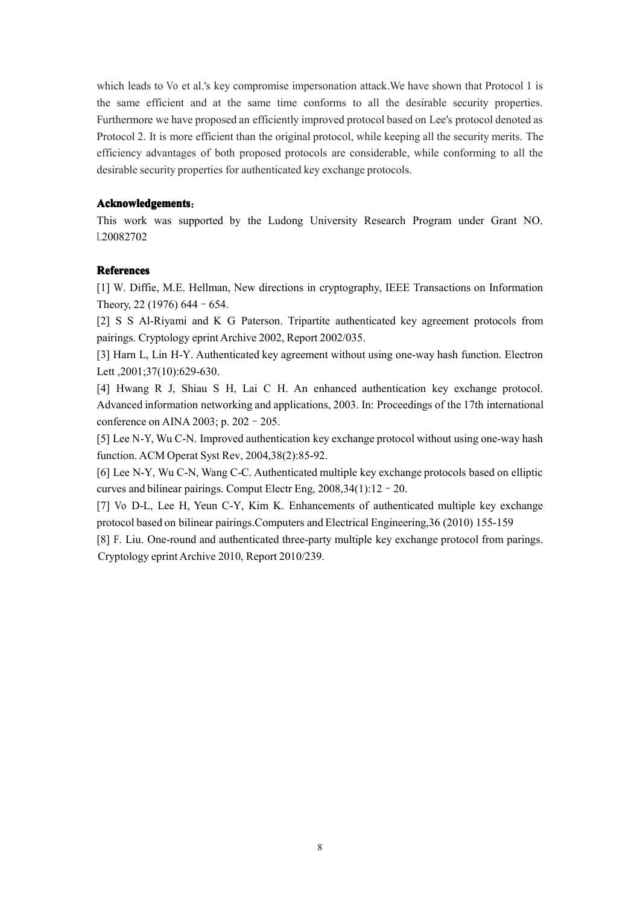which leads to Vo et al.'s key compromise impersonation attack.We have shown that Protocol 1 is the same efficient and at the same time conforms to all the desirable security properties. Furthermore we have proposed an efficiently improved protocol based on Lee's protocol denoted as Protocol 2. It is more efficient than the original protocol, while keeping all the security merits. The efficiency advantages of both proposed protocols are considerable, while conforming to all the desirable security properties for authenticated key exchange protocols.

**Acknowledgements**：

This work was supported by the Ludong University Research Program under Grant NO. L20082702

**References**

[1] W. Diffie, M.E. Hellman, New directions in cryptography, IEEE Transactions on Information Theory, 22 (1976) 644–654.

[2] S S Al-Riyami and K G Paterson. Tripartite authenticated key agreement protocols from pairings. Cryptology eprint Archive 2002, Report 2002/035.

[3] Harn L, Lin H-Y. Authenticated key agreement without using one-way hash function. Electron Lett ,2001;37(10):629-630.

[4] Hwang R J, Shiau S H, Lai C H. An enhanced authentication key exchange protocol. Advanced information networking and applications, 2003. In: Proceedings of the 17th international conference on AINA 2003; p. 202–205.

[5] Lee N-Y, Wu C-N. Improved authentication key exchange protocol without using one-way hash function. ACM Operat Syst Rev, 2004,38(2):85-92.

[6] Lee N-Y, Wu C-N, Wang C-C. Authenticated multiple key exchange protocols based on elliptic curves and bilinear pairings. Comput Electr Eng, 2008,34(1):12–20.

[7] Vo D-L, Lee H, Yeun C-Y, Kim K. Enhancements of authenticated multiple key exchange protocol based on bilinear pairings.Computers and Electrical Engineering,36 (2010) 155-159

[8] F. Liu. One-round and authenticated three-party multiple key exchange protocol from parings. Cryptology eprint Archive 2010, Report 2010/239.